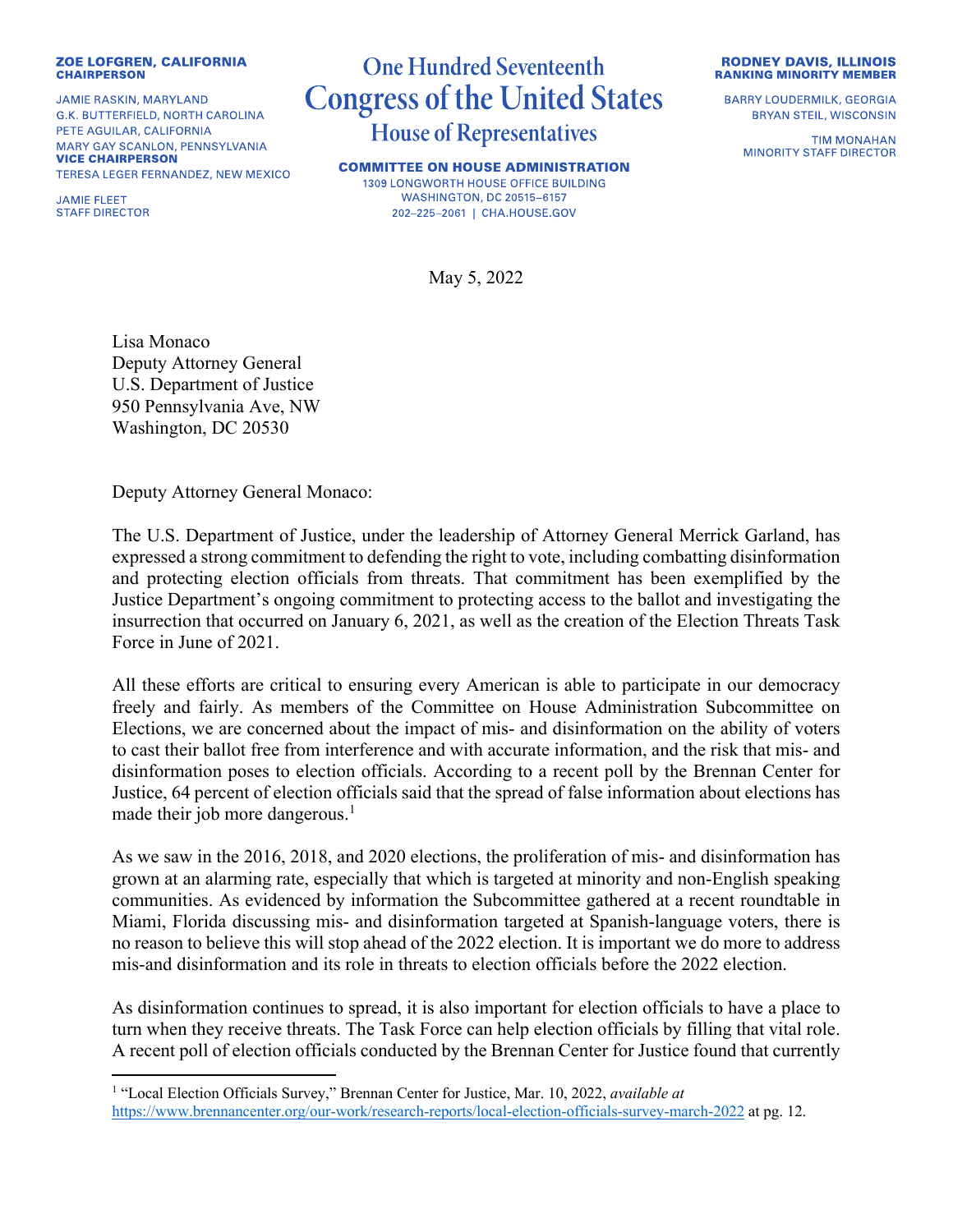**ZOE LOFGREN, CALIFORNIA**
**CHAIRPERSON**

JAMIE RASKIN, MARYLAND
G.K. BUTTERFIELD, NORTH CAROLINA
PETE AGUILAR, CALIFORNIA
MARY GAY SCANLON, PENNSYLVANIA
**VICE CHAIRPERSON**
TERESA LEGER FERNANDEZ, NEW MEXICO

JAMIE FLEET
STAFF DIRECTOR

# One Hundred Seventeenth Congress of the United States
## House of Representatives

**COMMITTEE ON HOUSE ADMINISTRATION**
1309 LONGWORTH HOUSE OFFICE BUILDING
WASHINGTON, DC 20515–6157
202–225–2061 | CHA.HOUSE.GOV

**RODNEY DAVIS, ILLINOIS**
**RANKING MINORITY MEMBER**

BARRY LOUDERMILK, GEORGIA
BRYAN STEIL, WISCONSIN

TIM MONAHAN
MINORITY STAFF DIRECTOR

May 5, 2022

Lisa Monaco
Deputy Attorney General
U.S. Department of Justice
950 Pennsylvania Ave, NW
Washington, DC 20530

Deputy Attorney General Monaco:

The U.S. Department of Justice, under the leadership of Attorney General Merrick Garland, has expressed a strong commitment to defending the right to vote, including combatting disinformation and protecting election officials from threats. That commitment has been exemplified by the Justice Department's ongoing commitment to protecting access to the ballot and investigating the insurrection that occurred on January 6, 2021, as well as the creation of the Election Threats Task Force in June of 2021.

All these efforts are critical to ensuring every American is able to participate in our democracy freely and fairly. As members of the Committee on House Administration Subcommittee on Elections, we are concerned about the impact of mis- and disinformation on the ability of voters to cast their ballot free from interference and with accurate information, and the risk that mis- and disinformation poses to election officials. According to a recent poll by the Brennan Center for Justice, 64 percent of election officials said that the spread of false information about elections has made their job more dangerous.[1]

As we saw in the 2016, 2018, and 2020 elections, the proliferation of mis- and disinformation has grown at an alarming rate, especially that which is targeted at minority and non-English speaking communities. As evidenced by information the Subcommittee gathered at a recent roundtable in Miami, Florida discussing mis- and disinformation targeted at Spanish-language voters, there is no reason to believe this will stop ahead of the 2022 election. It is important we do more to address mis-and disinformation and its role in threats to election officials before the 2022 election.

As disinformation continues to spread, it is also important for election officials to have a place to turn when they receive threats. The Task Force can help election officials by filling that vital role. A recent poll of election officials conducted by the Brennan Center for Justice found that currently

---

[1] "Local Election Officials Survey," Brennan Center for Justice, Mar. 10, 2022, *available at* https://www.brennancenter.org/our-work/research-reports/local-election-officials-survey-march-2022 at pg. 12.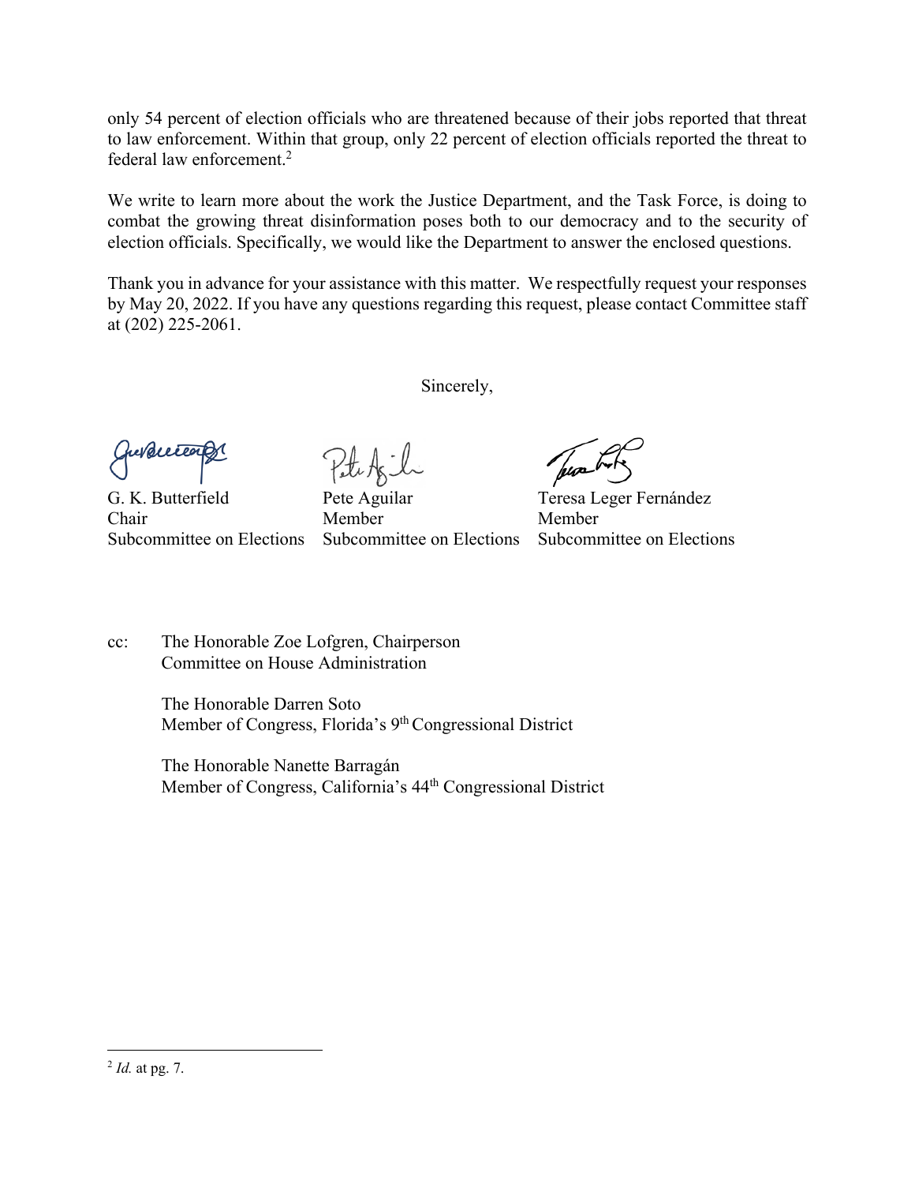only 54 percent of election officials who are threatened because of their jobs reported that threat to law enforcement. Within that group, only 22 percent of election officials reported the threat to federal law enforcement.[2]

We write to learn more about the work the Justice Department, and the Task Force, is doing to combat the growing threat disinformation poses both to our democracy and to the security of election officials. Specifically, we would like the Department to answer the enclosed questions.

Thank you in advance for your assistance with this matter. We respectfully request your responses by May 20, 2022. If you have any questions regarding this request, please contact Committee staff at (202) 225-2061.

Sincerely,

| | | |
|---|---|---|
| G. K. Butterfield | Pete Aguilar | Teresa Leger Fernández |
| Chair | Member | Member |
| Subcommittee on Elections | Subcommittee on Elections | Subcommittee on Elections |

cc: The Honorable Zoe Lofgren, Chairperson
Committee on House Administration

The Honorable Darren Soto
Member of Congress, Florida's 9th Congressional District

The Honorable Nanette Barragán
Member of Congress, California's 44th Congressional District

---

[2] *Id.* at pg. 7.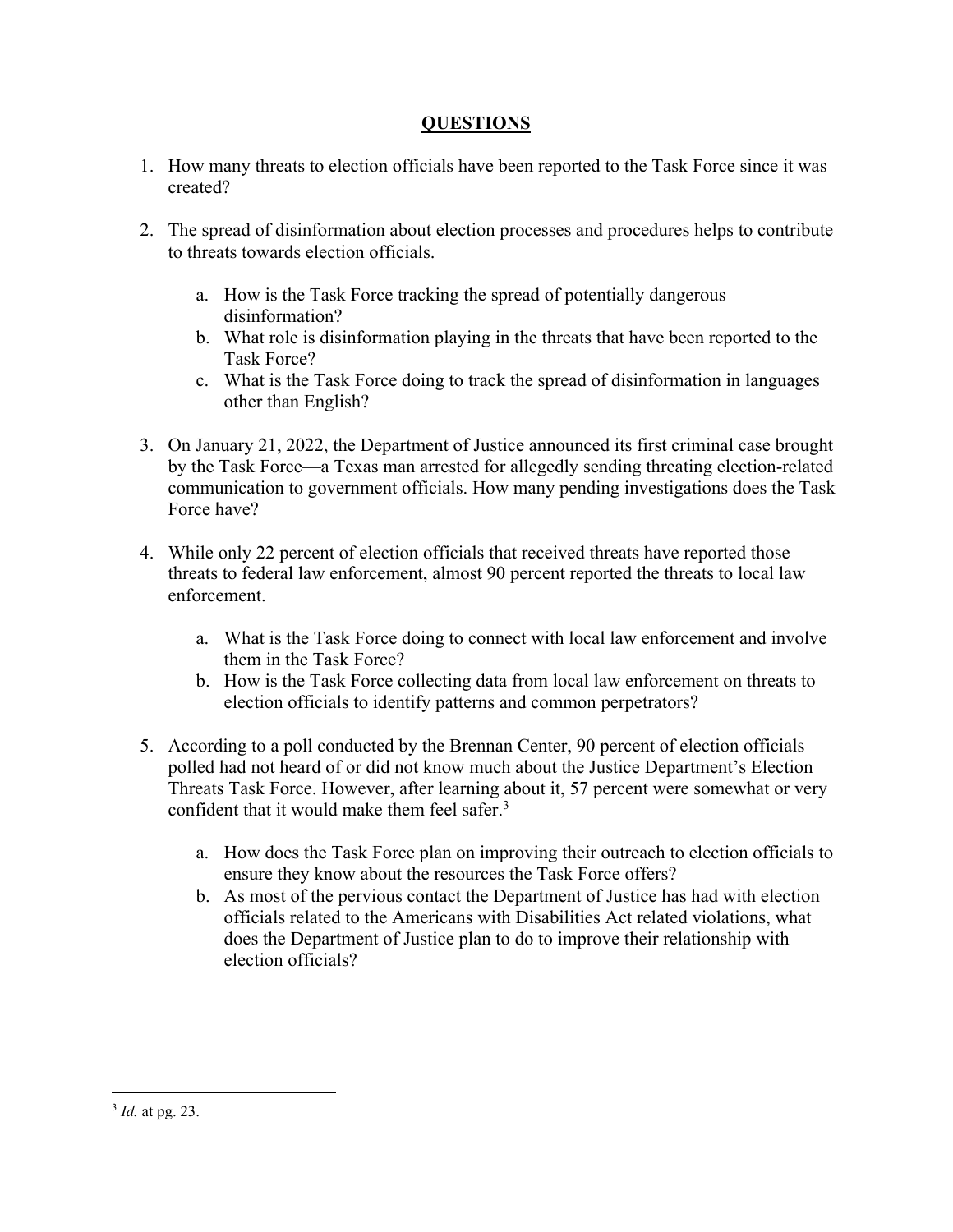# QUESTIONS

1. How many threats to election officials have been reported to the Task Force since it was created?

2. The spread of disinformation about election processes and procedures helps to contribute to threats towards election officials.

   a. How is the Task Force tracking the spread of potentially dangerous disinformation?
   b. What role is disinformation playing in the threats that have been reported to the Task Force?
   c. What is the Task Force doing to track the spread of disinformation in languages other than English?

3. On January 21, 2022, the Department of Justice announced its first criminal case brought by the Task Force—a Texas man arrested for allegedly sending threating election-related communication to government officials. How many pending investigations does the Task Force have?

4. While only 22 percent of election officials that received threats have reported those threats to federal law enforcement, almost 90 percent reported the threats to local law enforcement.

   a. What is the Task Force doing to connect with local law enforcement and involve them in the Task Force?
   b. How is the Task Force collecting data from local law enforcement on threats to election officials to identify patterns and common perpetrators?

5. According to a poll conducted by the Brennan Center, 90 percent of election officials polled had not heard of or did not know much about the Justice Department's Election Threats Task Force. However, after learning about it, 57 percent were somewhat or very confident that it would make them feel safer.[3]

   a. How does the Task Force plan on improving their outreach to election officials to ensure they know about the resources the Task Force offers?
   b. As most of the pervious contact the Department of Justice has had with election officials related to the Americans with Disabilities Act related violations, what does the Department of Justice plan to do to improve their relationship with election officials?

---

[3] *Id.* at pg. 23.